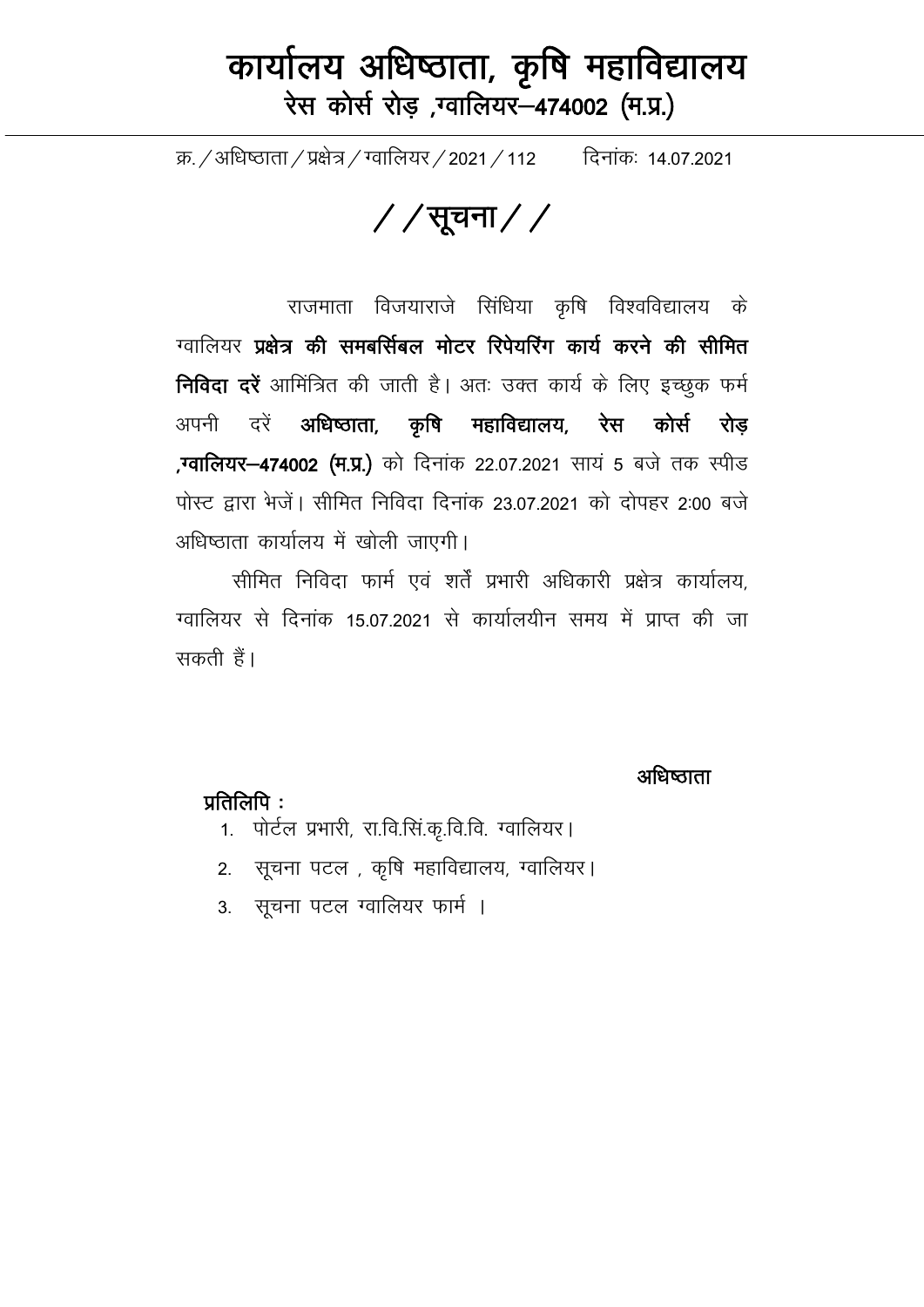# कार्यालय अधिष्ठाता, कृषि महाविद्यालय

## रेस कोर्स रोड़ ,ग्वालियर–474002 (म.प्र.)

क्र. / अधिष्ठाता / प्रक्षेत्र / ग्वालियर / 2021 / 112 दिनांकः 14.07.2021

## / /सूचना/ /

राजमाता विजयाराजे सिंधिया कृषि विश्वविद्यालय के ग्वालियर **प्रक्षेत्र की समबर्सिबल मोटर रिपेयरिंग कार्य करने की सीमित निविदा दरें** आमिंत्रित की जाती है। अतः उक्त कार्य के लिए इच्छुक फर्म अपनी दरें **अधिष्ठाता, कृषि महाविद्यालय, रेस कोर्स रोड़ ,ग्वालियर–474002 (म.प्र.)** को दिनांक 22.07.2021 सायं 5 बजे तक स्पीड पोस्ट द्वारा भेजें। सीमित निविदा दिनांक 23.07.2021 को दोपहर 2:00 बजे अधिष्ठाता कार्यालय में खोली जाएगी।

सीमित निविदा फार्म एवं शर्तें प्रभारी अधिकारी प्रक्षेत्र कार्यालय, ग्वालियर से दिनांक 15.07.2021 से कार्यालयीन समय में प्राप्त की जा सकती हैं।

अधिष्ठाता

**प्रतिलिपि :**

1. पोर्टल प्रभारी, रा.वि.सिं.कृ.वि.वि. ग्वालियर।
2. सूचना पटल , कृषि महाविद्यालय, ग्वालियर।
3. सूचना पटल ग्वालियर फार्म ।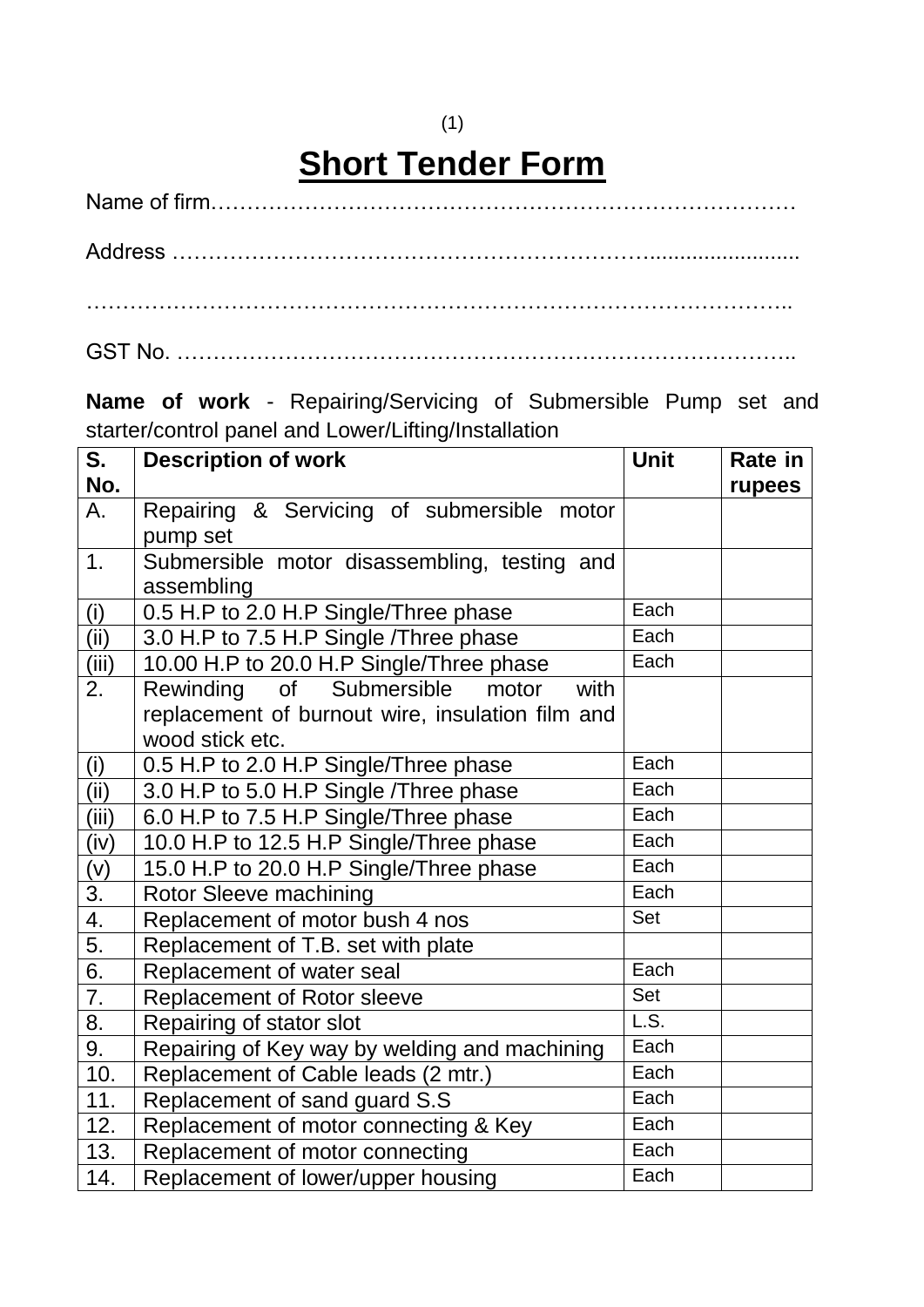# Short Tender Form

Name of firm…………………………………………………………………………

Address ……………………………………………………….........................

……………………………………………………………………………………..

GST No. ………………………………………………………………………..

**Name of work** - Repairing/Servicing of Submersible Pump set and starter/control panel and Lower/Lifting/Installation

| S. No. | Description of work | Unit | Rate in rupees |
|---|---|---|---|
| A. | Repairing & Servicing of submersible motor pump set | | |
| 1. | Submersible motor disassembling, testing and assembling | | |
| (i) | 0.5 H.P to 2.0 H.P Single/Three phase | Each | |
| (ii) | 3.0 H.P to 7.5 H.P Single /Three phase | Each | |
| (iii) | 10.00 H.P to 20.0 H.P Single/Three phase | Each | |
| 2. | Rewinding of Submersible motor with replacement of burnout wire, insulation film and wood stick etc. | | |
| (i) | 0.5 H.P to 2.0 H.P Single/Three phase | Each | |
| (ii) | 3.0 H.P to 5.0 H.P Single /Three phase | Each | |
| (iii) | 6.0 H.P to 7.5 H.P Single/Three phase | Each | |
| (iv) | 10.0 H.P to 12.5 H.P Single/Three phase | Each | |
| (v) | 15.0 H.P to 20.0 H.P Single/Three phase | Each | |
| 3. | Rotor Sleeve machining | Each | |
| 4. | Replacement of motor bush 4 nos | Set | |
| 5. | Replacement of T.B. set with plate | | |
| 6. | Replacement of water seal | Each | |
| 7. | Replacement of Rotor sleeve | Set | |
| 8. | Repairing of stator slot | L.S. | |
| 9. | Repairing of Key way by welding and machining | Each | |
| 10. | Replacement of Cable leads (2 mtr.) | Each | |
| 11. | Replacement of sand guard S.S | Each | |
| 12. | Replacement of motor connecting & Key | Each | |
| 13. | Replacement of motor connecting | Each | |
| 14. | Replacement of lower/upper housing | Each | |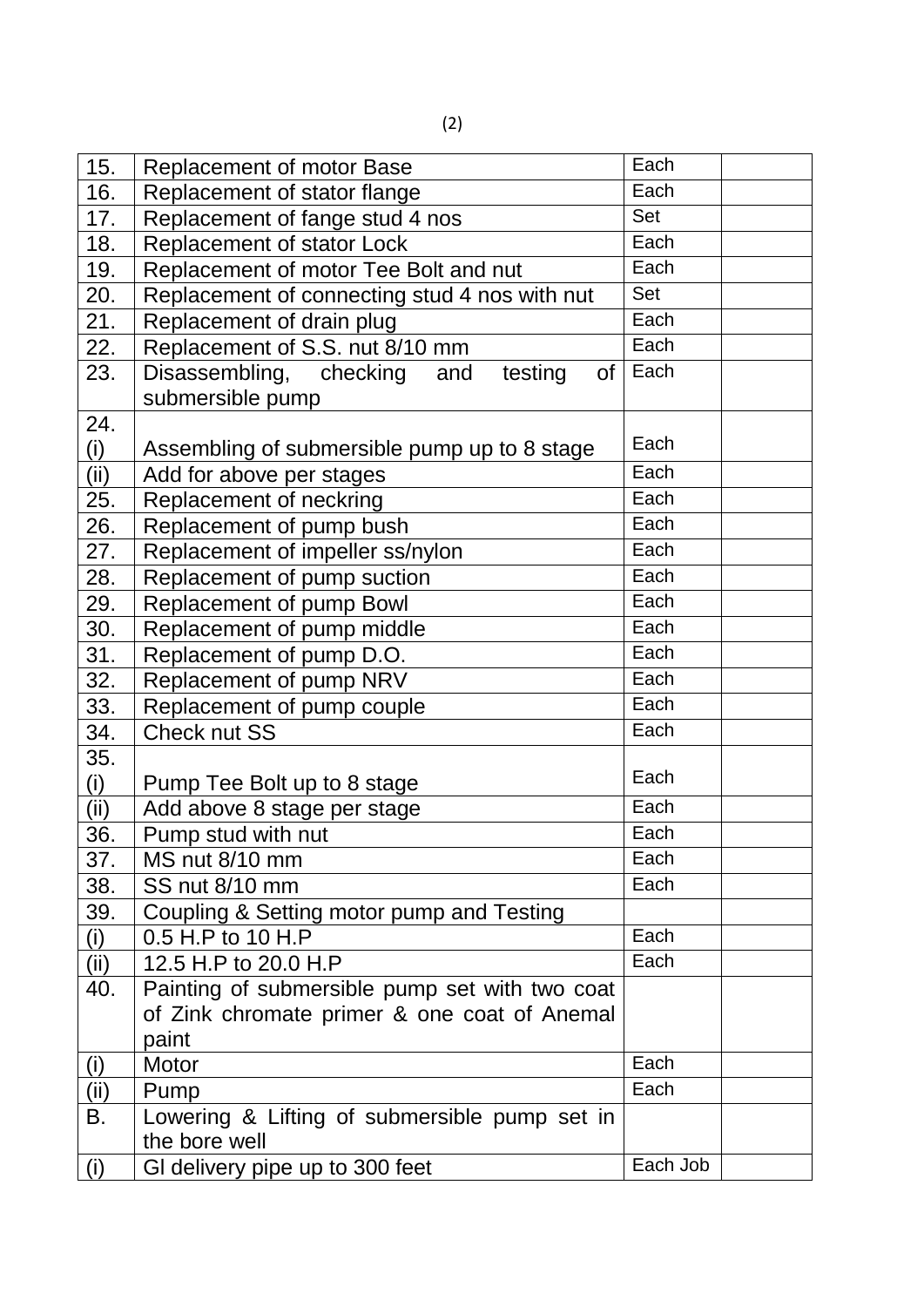| 15. | Replacement of motor Base | Each | |
|---|---|---|---|
| 16. | Replacement of stator flange | Each | |
| 17. | Replacement of fange stud 4 nos | Set | |
| 18. | Replacement of stator Lock | Each | |
| 19. | Replacement of motor Tee Bolt and nut | Each | |
| 20. | Replacement of connecting stud 4 nos with nut | Set | |
| 21. | Replacement of drain plug | Each | |
| 22. | Replacement of S.S. nut 8/10 mm | Each | |
| 23. | Disassembling, checking and testing of submersible pump | Each | |
| 24. (i) | Assembling of submersible pump up to 8 stage | Each | |
| (ii) | Add for above per stages | Each | |
| 25. | Replacement of neckring | Each | |
| 26. | Replacement of pump bush | Each | |
| 27. | Replacement of impeller ss/nylon | Each | |
| 28. | Replacement of pump suction | Each | |
| 29. | Replacement of pump Bowl | Each | |
| 30. | Replacement of pump middle | Each | |
| 31. | Replacement of pump D.O. | Each | |
| 32. | Replacement of pump NRV | Each | |
| 33. | Replacement of pump couple | Each | |
| 34. | Check nut SS | Each | |
| 35. (i) | Pump Tee Bolt up to 8 stage | Each | |
| (ii) | Add above 8 stage per stage | Each | |
| 36. | Pump stud with nut | Each | |
| 37. | MS nut 8/10 mm | Each | |
| 38. | SS nut 8/10 mm | Each | |
| 39. | Coupling & Setting motor pump and Testing | | |
| (i) | 0.5 H.P to 10 H.P | Each | |
| (ii) | 12.5 H.P to 20.0 H.P | Each | |
| 40. | Painting of submersible pump set with two coat of Zink chromate primer & one coat of Anemal paint | | |
| (i) | Motor | Each | |
| (ii) | Pump | Each | |
| B. | Lowering & Lifting of submersible pump set in the bore well | | |
| (i) | GI delivery pipe up to 300 feet | Each Job | |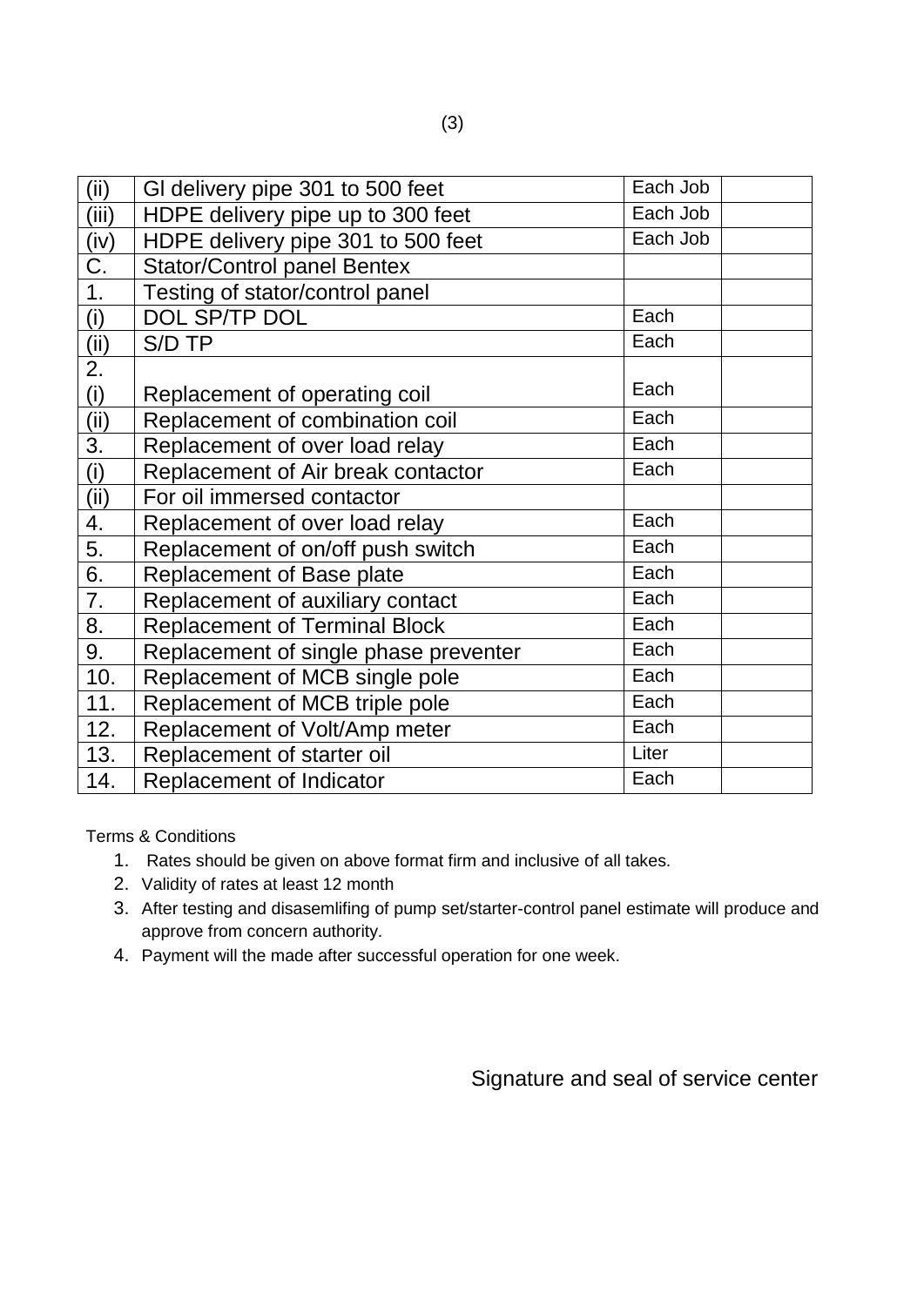| | | | |
|---|---|---|---|
| (ii) | GI delivery pipe 301 to 500 feet | Each Job | |
| (iii) | HDPE delivery pipe up to 300 feet | Each Job | |
| (iv) | HDPE delivery pipe 301 to 500 feet | Each Job | |
| C. | Stator/Control panel Bentex | | |
| 1. | Testing of stator/control panel | | |
| (i) | DOL SP/TP DOL | Each | |
| (ii) | S/D TP | Each | |
| 2.<br>(i) | Replacement of operating coil | Each | |
| (ii) | Replacement of combination coil | Each | |
| 3. | Replacement of over load relay | Each | |
| (i) | Replacement of Air break contactor | Each | |
| (ii) | For oil immersed contactor | | |
| 4. | Replacement of over load relay | Each | |
| 5. | Replacement of on/off push switch | Each | |
| 6. | Replacement of Base plate | Each | |
| 7. | Replacement of auxiliary contact | Each | |
| 8. | Replacement of Terminal Block | Each | |
| 9. | Replacement of single phase preventer | Each | |
| 10. | Replacement of MCB single pole | Each | |
| 11. | Replacement of MCB triple pole | Each | |
| 12. | Replacement of Volt/Amp meter | Each | |
| 13. | Replacement of starter oil | Liter | |
| 14. | Replacement of Indicator | Each | |

Terms & Conditions

1. Rates should be given on above format firm and inclusive of all takes.
2. Validity of rates at least 12 month
3. After testing and disasemlifing of pump set/starter-control panel estimate will produce and approve from concern authority.
4. Payment will the made after successful operation for one week.

Signature and seal of service center